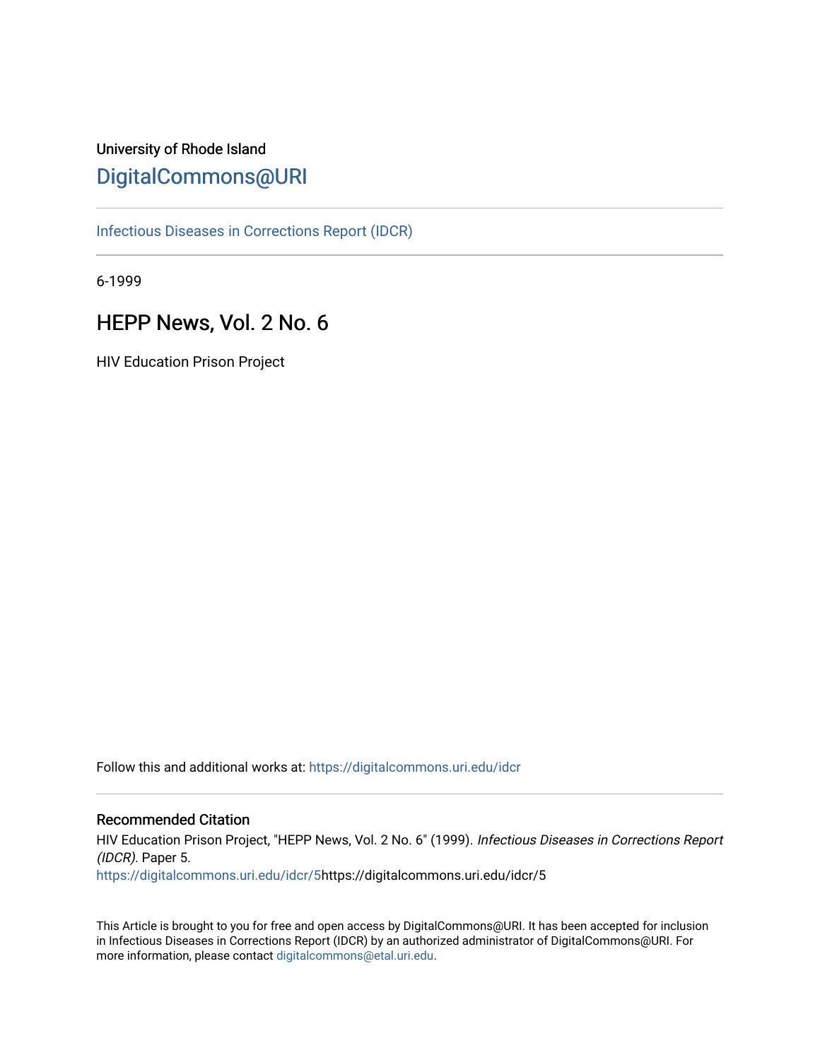University of Rhode Island

DigitalCommons@URI

Infectious Diseases in Corrections Report (IDCR)

6-1999

# HEPP News, Vol. 2 No. 6

HIV Education Prison Project

Follow this and additional works at: https://digitalcommons.uri.edu/idcr

## Recommended Citation

HIV Education Prison Project, "HEPP News, Vol. 2 No. 6" (1999). *Infectious Diseases in Corrections Report (IDCR).* Paper 5.
https://digitalcommons.uri.edu/idcr/5https://digitalcommons.uri.edu/idcr/5

This Article is brought to you for free and open access by DigitalCommons@URI. It has been accepted for inclusion in Infectious Diseases in Corrections Report (IDCR) by an authorized administrator of DigitalCommons@URI. For more information, please contact digitalcommons@etal.uri.edu.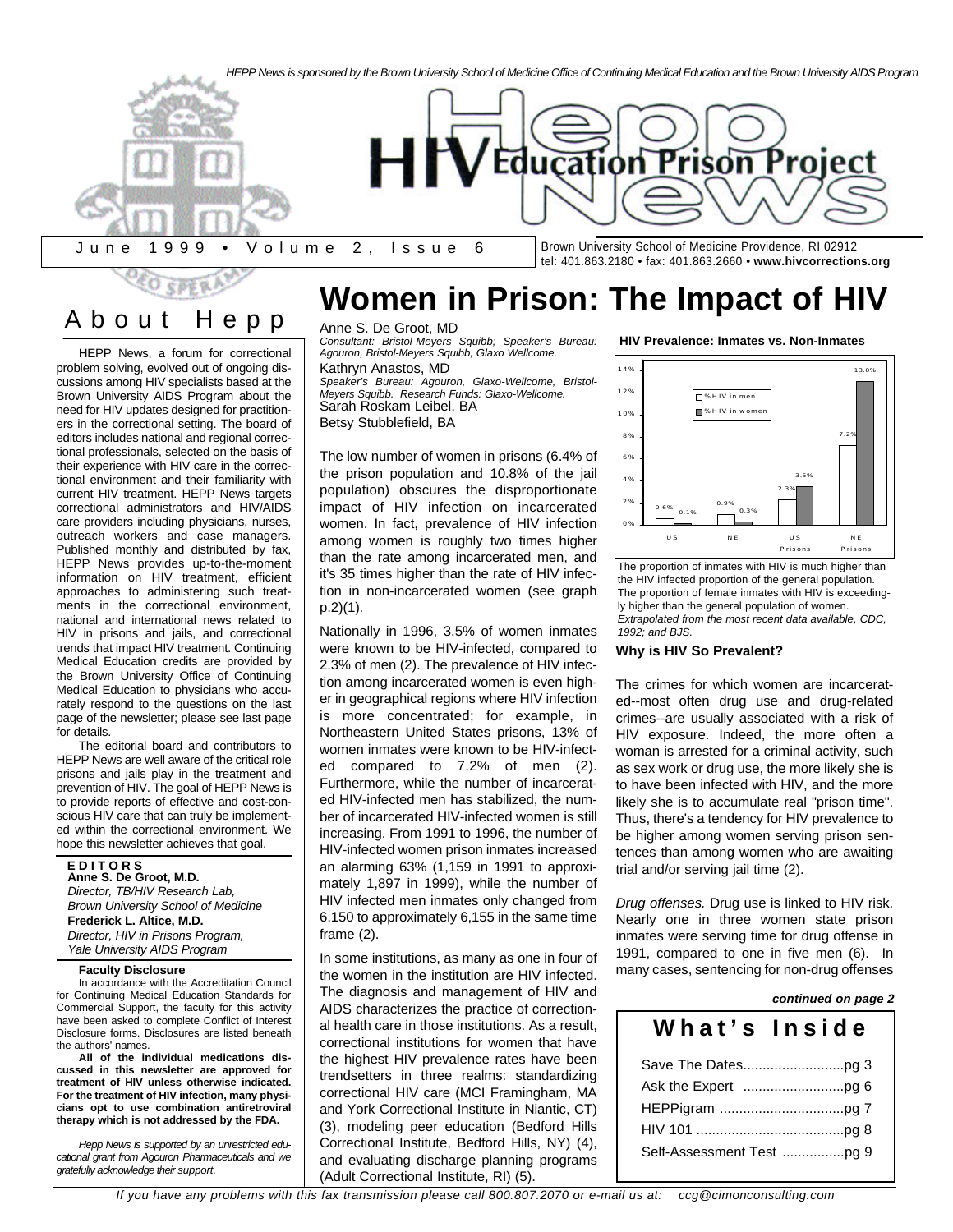HEPP News is sponsored by the Brown University School of Medicine Office of Continuing Medical Education and the Brown University AIDS Program

# HIV Education Prison Project News

June 1999 • Volume 2, Issue 6

Brown University School of Medicine Providence, RI 02912
tel: 401.863.2180 • fax: 401.863.2660 • **www.hivcorrections.org**

## About Hepp

HEPP News, a forum for correctional problem solving, evolved out of ongoing discussions among HIV specialists based at the Brown University AIDS Program about the need for HIV updates designed for practitioners in the correctional setting. The board of editors includes national and regional correctional professionals, selected on the basis of their experience with HIV care in the correctional environment and their familiarity with current HIV treatment. HEPP News targets correctional administrators and HIV/AIDS care providers including physicians, nurses, outreach workers and case managers. Published monthly and distributed by fax, HEPP News provides up-to-the-moment information on HIV treatment, efficient approaches to administering such treatments in the correctional environment, national and international news related to HIV in prisons and jails, and correctional trends that impact HIV treatment. Continuing Medical Education credits are provided by the Brown University Office of Continuing Medical Education to physicians who accurately respond to the questions on the last page of the newsletter; please see last page for details.

The editorial board and contributors to HEPP News are well aware of the critical role prisons and jails play in the treatment and prevention of HIV. The goal of HEPP News is to provide reports of effective and cost-conscious HIV care that can truly be implemented within the correctional environment. We hope this newsletter achieves that goal.

**EDITORS**

**Anne S. De Groot, M.D.**
*Director, TB/HIV Research Lab, Brown University School of Medicine*

**Frederick L. Altice, M.D.**
*Director, HIV in Prisons Program, Yale University AIDS Program*

**Faculty Disclosure**

In accordance with the Accreditation Council for Continuing Medical Education Standards for Commercial Support, the faculty for this activity have been asked to complete Conflict of Interest Disclosure forms. Disclosures are listed beneath the authors' names.

**All of the individual medications discussed in this newsletter are approved for treatment of HIV unless otherwise indicated. For the treatment of HIV infection, many physicians opt to use combination antiretroviral therapy which is not addressed by the FDA.**

*Hepp News is supported by an unrestricted educational grant from Agouron Pharmaceuticals and we gratefully acknowledge their support.*

# Women in Prison: The Impact of HIV

Anne S. De Groot, MD
*Consultant: Bristol-Meyers Squibb; Speaker's Bureau: Agouron, Bristol-Meyers Squibb, Glaxo Wellcome.*

Kathryn Anastos, MD
*Speaker's Bureau: Agouron, Glaxo-Wellcome, Bristol-Meyers Squibb. Research Funds: Glaxo-Wellcome.*

Sarah Roskam Leibel, BA

Betsy Stubblefield, BA

The low number of women in prisons (6.4% of the prison population and 10.8% of the jail population) obscures the disproportionate impact of HIV infection on incarcerated women. In fact, prevalence of HIV infection among women is roughly two times higher than the rate among incarcerated men, and it's 35 times higher than the rate of HIV infection in non-incarcerated women (see graph p.2)(1).

Nationally in 1996, 3.5% of women inmates were known to be HIV-infected, compared to 2.3% of men (2). The prevalence of HIV infection among incarcerated women is even higher in geographical regions where HIV infection is more concentrated; for example, in Northeastern United States prisons, 13% of women inmates were known to be HIV-infected compared to 7.2% of men (2). Furthermore, while the number of incarcerated HIV-infected men has stabilized, the number of incarcerated HIV-infected women is still increasing. From 1991 to 1996, the number of HIV-infected women prison inmates increased an alarming 63% (1,159 in 1991 to approximately 1,897 in 1999), while the number of HIV infected men inmates only changed from 6,150 to approximately 6,155 in the same time frame (2).

In some institutions, as many as one in four of the women in the institution are HIV infected. The diagnosis and management of HIV and AIDS characterizes the practice of correctional health care in those institutions. As a result, correctional institutions for women that have the highest HIV prevalence rates have been trendsetters in three realms: standardizing correctional HIV care (MCI Framingham, MA and York Correctional Institute in Niantic, CT) (3), modeling peer education (Bedford Hills Correctional Institute, Bedford Hills, NY) (4), and evaluating discharge planning programs (Adult Correctional Institute, RI) (5).

**HIV Prevalence: Inmates vs. Non-Inmates**

| | % HIV in men | % HIV in women |
|---|---|---|
| US | 0.6% | 0.1% |
| NE | 0.9% | 0.3% |
| US Prisons | 2.3% | 3.5% |
| NE Prisons | 7.2% | 13.0% |

The proportion of inmates with HIV is much higher than the HIV infected proportion of the general population. The proportion of female inmates with HIV is exceedingly higher than the general population of women. *Extrapolated from the most recent data available, CDC, 1992; and BJS.*

**Why is HIV So Prevalent?**

The crimes for which women are incarcerated--most often drug use and drug-related crimes--are usually associated with a risk of HIV exposure. Indeed, the more often a woman is arrested for a criminal activity, such as sex work or drug use, the more likely she is to have been infected with HIV, and the more likely she is to accumulate real "prison time". Thus, there's a tendency for HIV prevalence to be higher among women serving prison sentences than among women who are awaiting trial and/or serving jail time (2).

*Drug offenses.* Drug use is linked to HIV risk. Nearly one in three women state prison inmates were serving time for drug offense in 1991, compared to one in five men (6). In many cases, sentencing for non-drug offenses

***continued on page 2***

## What's Inside

- Save The Dates..........................pg 3
- Ask the Expert ..........................pg 6
- HEPPigram ................................pg 7
- HIV 101 ......................................pg 8
- Self-Assessment Test ................pg 9

*If you have any problems with this fax transmission please call 800.807.2070 or e-mail us at: ccg@cimonconsulting.com*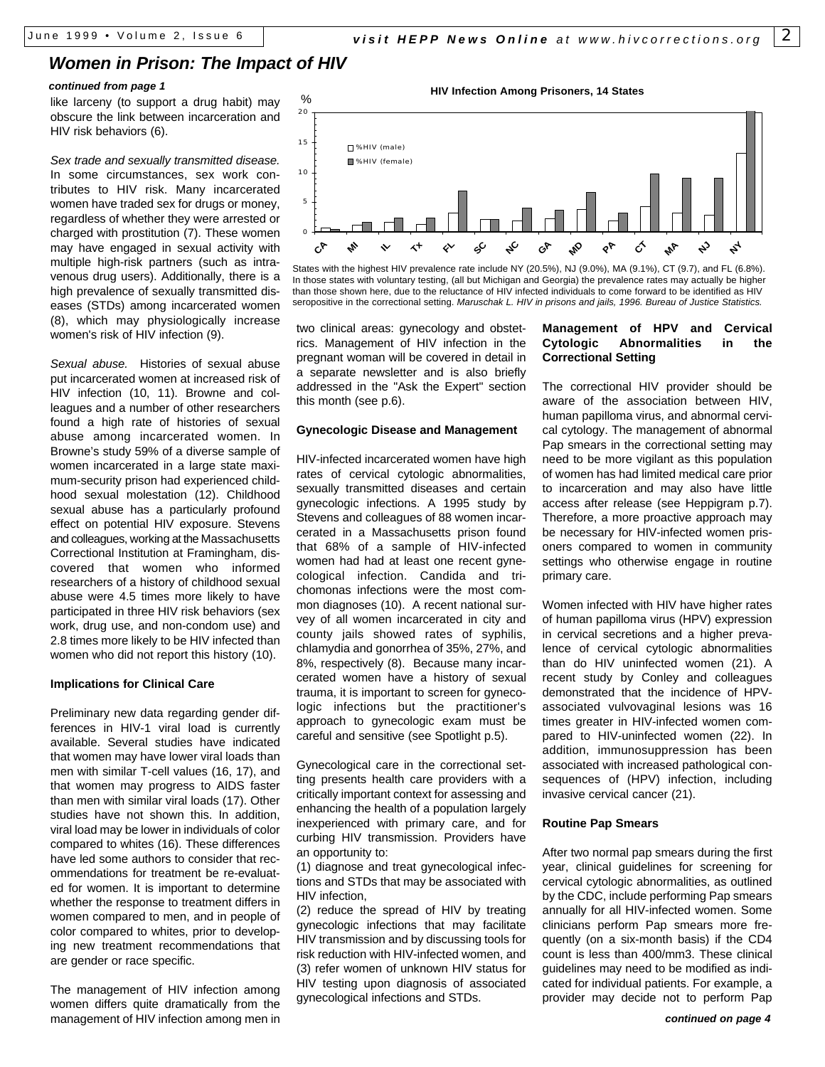## Women in Prison: The Impact of HIV

*continued from page 1*

like larceny (to support a drug habit) may obscure the link between incarceration and HIV risk behaviors (6).

*Sex trade and sexually transmitted disease.* In some circumstances, sex work contributes to HIV risk. Many incarcerated women have traded sex for drugs or money, regardless of whether they were arrested or charged with prostitution (7). These women may have engaged in sexual activity with multiple high-risk partners (such as intravenous drug users). Additionally, there is a high prevalence of sexually transmitted diseases (STDs) among incarcerated women (8), which may physiologically increase women's risk of HIV infection (9).

*Sexual abuse.* Histories of sexual abuse put incarcerated women at increased risk of HIV infection (10, 11). Browne and colleagues and a number of other researchers found a high rate of histories of sexual abuse among incarcerated women. In Browne's study 59% of a diverse sample of women incarcerated in a large state maximum-security prison had experienced childhood sexual molestation (12). Childhood sexual abuse has a particularly profound effect on potential HIV exposure. Stevens and colleagues, working at the Massachusetts Correctional Institution at Framingham, discovered that women who informed researchers of a history of childhood sexual abuse were 4.5 times more likely to have participated in three HIV risk behaviors (sex work, drug use, and non-condom use) and 2.8 times more likely to be HIV infected than women who did not report this history (10).

**HIV Infection Among Prisoners, 14 States**

| State | %HIV (male) | %HIV (female) |
|---|---|---|
| CA | | |
| MI | | |
| IL | | |
| TX | | |
| FL | | |
| SC | | |
| NC | | |
| GA | | |
| MD | | |
| PA | | |
| CT | | |
| MA | | |
| NJ | | |
| NY | | |

States with the highest HIV prevalence rate include NY (20.5%), NJ (9.0%), MA (9.1%), CT (9.7), and FL (6.8%). In those states with voluntary testing, (all but Michigan and Georgia) the prevalence rates may actually be higher than those shown here, due to the reluctance of HIV infected individuals to come forward to be identified as HIV seropositive in the correctional setting. *Maruschak L. HIV in prisons and jails, 1996. Bureau of Justice Statistics.*

### Implications for Clinical Care

Preliminary new data regarding gender differences in HIV-1 viral load is currently available. Several studies have indicated that women may have lower viral loads than men with similar T-cell values (16, 17), and that women may progress to AIDS faster than men with similar viral loads (17). Other studies have not shown this. In addition, viral load may be lower in individuals of color compared to whites (16). These differences have led some authors to consider that recommendations for treatment be re-evaluated for women. It is important to determine whether the response to treatment differs in women compared to men, and in people of color compared to whites, prior to developing new treatment recommendations that are gender or race specific.

The management of HIV infection among women differs quite dramatically from the management of HIV infection among men in two clinical areas: gynecology and obstetrics. Management of HIV infection in the pregnant woman will be covered in detail in a separate newsletter and is also briefly addressed in the "Ask the Expert" section this month (see p.6).

### Gynecologic Disease and Management

HIV-infected incarcerated women have high rates of cervical cytologic abnormalities, sexually transmitted diseases and certain gynecologic infections. A 1995 study by Stevens and colleagues of 88 women incarcerated in a Massachusetts prison found that 68% of a sample of HIV-infected women had had at least one recent gynecological infection. Candida and trichomonas infections were the most common diagnoses (10). A recent national survey of all women incarcerated in city and county jails showed rates of syphilis, chlamydia and gonorrhea of 35%, 27%, and 8%, respectively (8). Because many incarcerated women have a history of sexual trauma, it is important to screen for gynecologic infections but the practitioner's approach to gynecologic exam must be careful and sensitive (see Spotlight p.5).

Gynecological care in the correctional setting presents health care providers with a critically important context for assessing and enhancing the health of a population largely inexperienced with primary care, and for curbing HIV transmission. Providers have an opportunity to:

(1) diagnose and treat gynecological infections and STDs that may be associated with HIV infection,
(2) reduce the spread of HIV by treating gynecologic infections that may facilitate HIV transmission and by discussing tools for risk reduction with HIV-infected women, and
(3) refer women of unknown HIV status for HIV testing upon diagnosis of associated gynecological infections and STDs.

### Management of HPV and Cervical Cytologic Abnormalities in the Correctional Setting

The correctional HIV provider should be aware of the association between HIV, human papilloma virus, and abnormal cervical cytology. The management of abnormal Pap smears in the correctional setting may need to be more vigilant as this population of women has had limited medical care prior to incarceration and may also have little access after release (see Heppigram p.7). Therefore, a more proactive approach may be necessary for HIV-infected women prisoners compared to women in community settings who otherwise engage in routine primary care.

Women infected with HIV have higher rates of human papilloma virus (HPV) expression in cervical secretions and a higher prevalence of cervical cytologic abnormalities than do HIV uninfected women (21). A recent study by Conley and colleagues demonstrated that the incidence of HPV-associated vulvovaginal lesions was 16 times greater in HIV-infected women compared to HIV-uninfected women (22). In addition, immunosuppression has been associated with increased pathological consequences of (HPV) infection, including invasive cervical cancer (21).

### Routine Pap Smears

After two normal pap smears during the first year, clinical guidelines for screening for cervical cytologic abnormalities, as outlined by the CDC, include performing Pap smears annually for all HIV-infected women. Some clinicians perform Pap smears more frequently (on a six-month basis) if the CD4 count is less than 400/mm3. These clinical guidelines may need to be modified as indicated for individual patients. For example, a provider may decide not to perform Pap

*continued on page 4*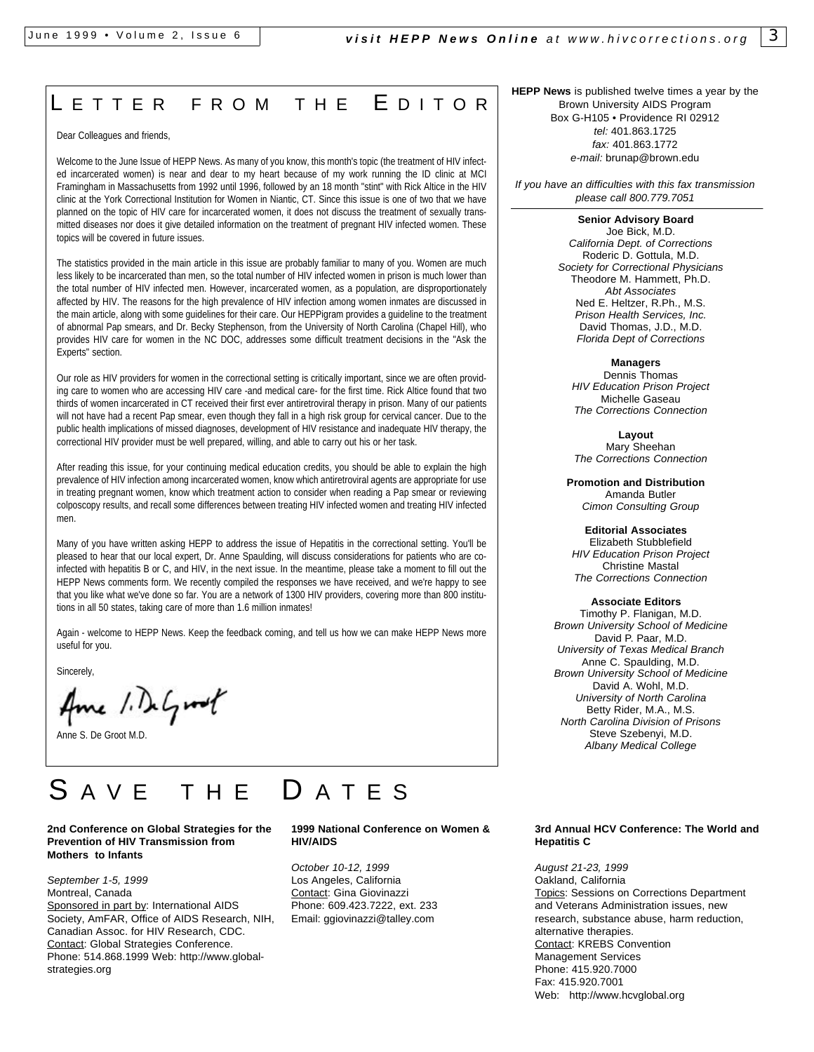# LETTER FROM THE EDITOR

Dear Colleagues and friends,

Welcome to the June Issue of HEPP News. As many of you know, this month's topic (the treatment of HIV infected incarcerated women) is near and dear to my heart because of my work running the ID clinic at MCI Framingham in Massachusetts from 1992 until 1996, followed by an 18 month "stint" with Rick Altice in the HIV clinic at the York Correctional Institution for Women in Niantic, CT. Since this issue is one of two that we have planned on the topic of HIV care for incarcerated women, it does not discuss the treatment of sexually transmitted diseases nor does it give detailed information on the treatment of pregnant HIV infected women. These topics will be covered in future issues.

The statistics provided in the main article in this issue are probably familiar to many of you. Women are much less likely to be incarcerated than men, so the total number of HIV infected women in prison is much lower than the total number of HIV infected men. However, incarcerated women, as a population, are disproportionately affected by HIV. The reasons for the high prevalence of HIV infection among women inmates are discussed in the main article, along with some guidelines for their care. Our HEPPigram provides a guideline to the treatment of abnormal Pap smears, and Dr. Becky Stephenson, from the University of North Carolina (Chapel Hill), who provides HIV care for women in the NC DOC, addresses some difficult treatment decisions in the "Ask the Experts" section.

Our role as HIV providers for women in the correctional setting is critically important, since we are often providing care to women who are accessing HIV care -and medical care- for the first time. Rick Altice found that two thirds of women incarcerated in CT received their first ever antiretroviral therapy in prison. Many of our patients will not have had a recent Pap smear, even though they fall in a high risk group for cervical cancer. Due to the public health implications of missed diagnoses, development of HIV resistance and inadequate HIV therapy, the correctional HIV provider must be well prepared, willing, and able to carry out his or her task.

After reading this issue, for your continuing medical education credits, you should be able to explain the high prevalence of HIV infection among incarcerated women, know which antiretroviral agents are appropriate for use in treating pregnant women, know which treatment action to consider when reading a Pap smear or reviewing colposcopy results, and recall some differences between treating HIV infected women and treating HIV infected men.

Many of you have written asking HEPP to address the issue of Hepatitis in the correctional setting. You'll be pleased to hear that our local expert, Dr. Anne Spaulding, will discuss considerations for patients who are co-infected with hepatitis B or C, and HIV, in the next issue. In the meantime, please take a moment to fill out the HEPP News comments form. We recently compiled the responses we have received, and we're happy to see that you like what we've done so far. You are a network of 1300 HIV providers, covering more than 800 institutions in all 50 states, taking care of more than 1.6 million inmates!

Again - welcome to HEPP News. Keep the feedback coming, and tell us how we can make HEPP News more useful for you.

Sincerely,

Anne S. De Groot M.D.

---

**HEPP News** is published twelve times a year by the Brown University AIDS Program
Box G-H105 • Providence RI 02912
*tel:* 401.863.1725
*fax:* 401.863.1772
*e-mail:* brunap@brown.edu

*If you have an difficulties with this fax transmission please call 800.779.7051*

**Senior Advisory Board**
Joe Bick, M.D.
*California Dept. of Corrections*
Roderic D. Gottula, M.D.
*Society for Correctional Physicians*
Theodore M. Hammett, Ph.D.
*Abt Associates*
Ned E. Heltzer, R.Ph., M.S.
*Prison Health Services, Inc.*
David Thomas, J.D., M.D.
*Florida Dept of Corrections*

**Managers**
Dennis Thomas
*HIV Education Prison Project*
Michelle Gaseau
*The Corrections Connection*

**Layout**
Mary Sheehan
*The Corrections Connection*

**Promotion and Distribution**
Amanda Butler
*Cimon Consulting Group*

**Editorial Associates**
Elizabeth Stubblefield
*HIV Education Prison Project*
Christine Mastal
*The Corrections Connection*

**Associate Editors**
Timothy P. Flanigan, M.D.
*Brown University School of Medicine*
David P. Paar, M.D.
*University of Texas Medical Branch*
Anne C. Spaulding, M.D.
*Brown University School of Medicine*
David A. Wohl, M.D.
*University of North Carolina*
Betty Rider, M.A., M.S.
*North Carolina Division of Prisons*
Steve Szebenyi, M.D.
*Albany Medical College*

# SAVE THE DATES

**2nd Conference on Global Strategies for the Prevention of HIV Transmission from Mothers to Infants**

*September 1-5, 1999*
Montreal, Canada
Sponsored in part by: International AIDS Society, AmFAR, Office of AIDS Research, NIH, Canadian Assoc. for HIV Research, CDC.
Contact: Global Strategies Conference.
Phone: 514.868.1999 Web: http://www.global-strategies.org

**1999 National Conference on Women & HIV/AIDS**

*October 10-12, 1999*
Los Angeles, California
Contact: Gina Giovinazzi
Phone: 609.423.7222, ext. 233
Email: ggiovinazzi@talley.com

**3rd Annual HCV Conference: The World and Hepatitis C**

*August 21-23, 1999*
Oakland, California
Topics: Sessions on Corrections Department and Veterans Administration issues, new research, substance abuse, harm reduction, alternative therapies.
Contact: KREBS Convention Management Services
Phone: 415.920.7000
Fax: 415.920.7001
Web: http://www.hcvglobal.org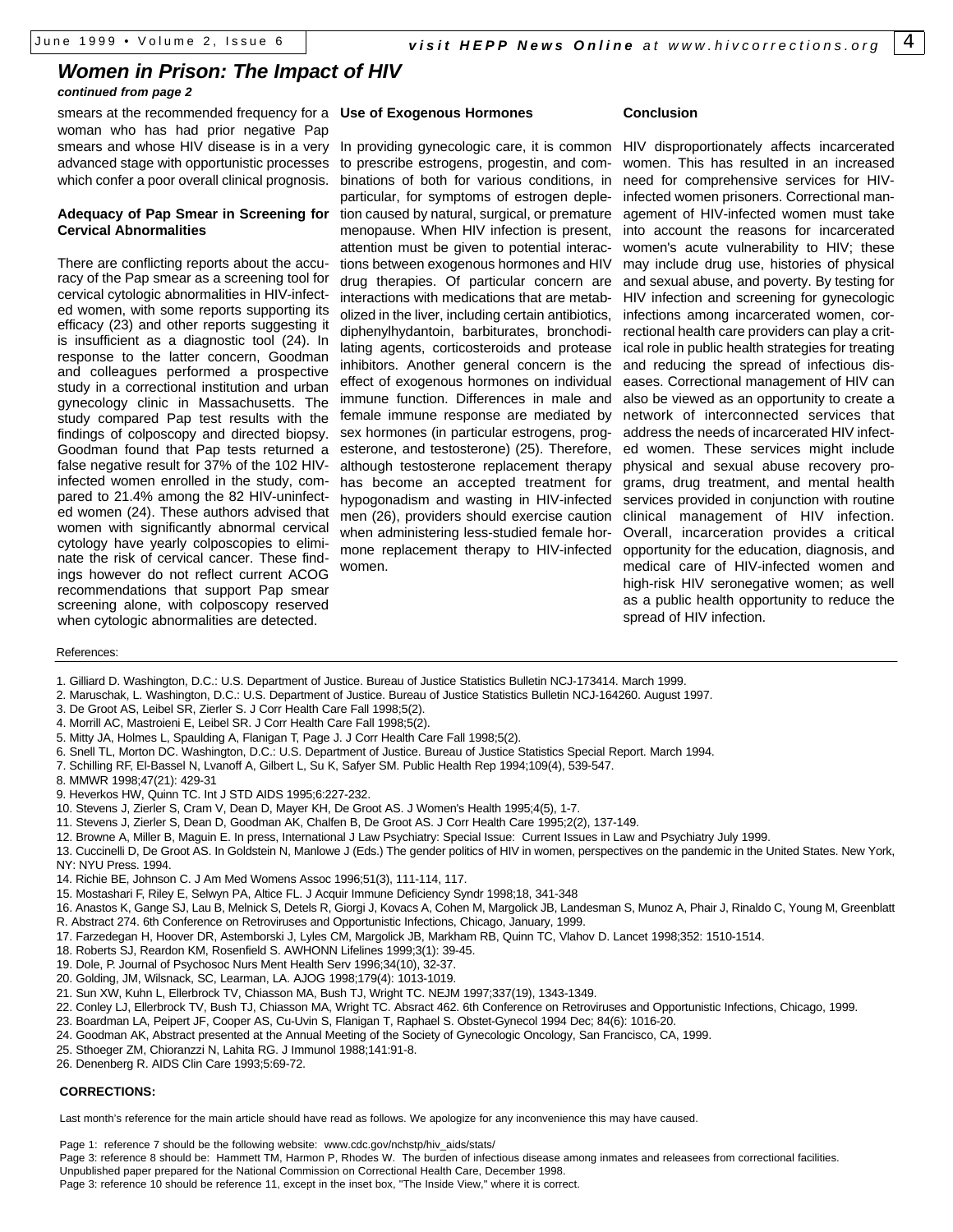## Women in Prison: The Impact of HIV

*continued from page 2*

smears at the recommended frequency for a woman who has had prior negative Pap smears and whose HIV disease is in a very advanced stage with opportunistic processes which confer a poor overall clinical prognosis.

### Adequacy of Pap Smear in Screening for Cervical Abnormalities

There are conflicting reports about the accuracy of the Pap smear as a screening tool for cervical cytologic abnormalities in HIV-infected women, with some reports supporting its efficacy (23) and other reports suggesting it is insufficient as a diagnostic tool (24). In response to the latter concern, Goodman and colleagues performed a prospective study in a correctional institution and urban gynecology clinic in Massachusetts. The study compared Pap test results with the findings of colposcopy and directed biopsy. Goodman found that Pap tests returned a false negative result for 37% of the 102 HIV-infected women enrolled in the study, compared to 21.4% among the 82 HIV-uninfected women (24). These authors advised that women with significantly abnormal cervical cytology have yearly colposcopies to eliminate the risk of cervical cancer. These findings however do not reflect current ACOG recommendations that support Pap smear screening alone, with colposcopy reserved when cytologic abnormalities are detected.

### Use of Exogenous Hormones

In providing gynecologic care, it is common to prescribe estrogens, progestin, and combinations of both for various conditions, in particular, for symptoms of estrogen depletion caused by natural, surgical, or premature menopause. When HIV infection is present, attention must be given to potential interactions between exogenous hormones and HIV drug therapies. Of particular concern are interactions with medications that are metabolized in the liver, including certain antibiotics, diphenylhydantoin, barbiturates, bronchodilating agents, corticosteroids and protease inhibitors. Another general concern is the effect of exogenous hormones on individual immune function. Differences in male and female immune response are mediated by sex hormones (in particular estrogens, progesterone, and testosterone) (25). Therefore, although testosterone replacement therapy has become an accepted treatment for hypogonadism and wasting in HIV-infected men (26), providers should exercise caution when administering less-studied female hormone replacement therapy to HIV-infected women.

### Conclusion

HIV disproportionately affects incarcerated women. This has resulted in an increased need for comprehensive services for HIV-infected women prisoners. Correctional management of HIV-infected women must take into account the reasons for incarcerated women's acute vulnerability to HIV; these may include drug use, histories of physical and sexual abuse, and poverty. By testing for HIV infection and screening for gynecologic infections among incarcerated women, correctional health care providers can play a critical role in public health strategies for treating and reducing the spread of infectious diseases. Correctional management of HIV can also be viewed as an opportunity to create a network of interconnected services that address the needs of incarcerated HIV infected women. These services might include physical and sexual abuse recovery programs, drug treatment, and mental health services provided in conjunction with routine clinical management of HIV infection. Overall, incarceration provides a critical opportunity for the education, diagnosis, and medical care of HIV-infected women and high-risk HIV seronegative women; as well as a public health opportunity to reduce the spread of HIV infection.

References:

1. Gilliard D. Washington, D.C.: U.S. Department of Justice. Bureau of Justice Statistics Bulletin NCJ-173414. March 1999.
2. Maruschak, L. Washington, D.C.: U.S. Department of Justice. Bureau of Justice Statistics Bulletin NCJ-164260. August 1997.
3. De Groot AS, Leibel SR, Zierler S. J Corr Health Care Fall 1998;5(2).
4. Morrill AC, Mastroieni E, Leibel SR. J Corr Health Care Fall 1998;5(2).
5. Mitty JA, Holmes L, Spaulding A, Flanigan T, Page J. J Corr Health Care Fall 1998;5(2).
6. Snell TL, Morton DC. Washington, D.C.: U.S. Department of Justice. Bureau of Justice Statistics Special Report. March 1994.
7. Schilling RF, El-Bassel N, Lvanoff A, Gilbert L, Su K, Safyer SM. Public Health Rep 1994;109(4), 539-547.
8. MMWR 1998;47(21): 429-31
9. Heverkos HW, Quinn TC. Int J STD AIDS 1995;6:227-232.
10. Stevens J, Zierler S, Cram V, Dean D, Mayer KH, De Groot AS. J Women's Health 1995;4(5), 1-7.
11. Stevens J, Zierler S, Dean D, Goodman AK, Chalfen B, De Groot AS. J Corr Health Care 1995;2(2), 137-149.
12. Browne A, Miller B, Maguin E. In press, International J Law Psychiatry: Special Issue: Current Issues in Law and Psychiatry July 1999.
13. Cuccinelli D, De Groot AS. In Goldstein N, Manlowe J (Eds.) The gender politics of HIV in women, perspectives on the pandemic in the United States. New York, NY: NYU Press. 1994.
14. Richie BE, Johnson C. J Am Med Womens Assoc 1996;51(3), 111-114, 117.
15. Mostashari F, Riley E, Selwyn PA, Altice FL. J Acquir Immune Deficiency Syndr 1998;18, 341-348
16. Anastos K, Gange SJ, Lau B, Melnick S, Detels R, Giorgi J, Kovacs A, Cohen M, Margolick JB, Landesman S, Munoz A, Phair J, Rinaldo C, Young M, Greenblatt R. Abstract 274. 6th Conference on Retroviruses and Opportunistic Infections, Chicago, January, 1999.
17. Farzedegan H, Hoover DR, Astemborski J, Lyles CM, Margolick JB, Markham RB, Quinn TC, Vlahov D. Lancet 1998;352: 1510-1514.
18. Roberts SJ, Reardon KM, Rosenfield S. AWHONN Lifelines 1999;3(1): 39-45.
19. Dole, P. Journal of Psychosoc Nurs Ment Health Serv 1996;34(10), 32-37.
20. Golding, JM, Wilsnack, SC, Learman, LA. AJOG 1998;179(4): 1013-1019.
21. Sun XW, Kuhn L, Ellerbrock TV, Chiasson MA, Bush TJ, Wright TC. NEJM 1997;337(19), 1343-1349.
22. Conley LJ, Ellerbrock TV, Bush TJ, Chiasson MA, Wright TC. Absract 462. 6th Conference on Retroviruses and Opportunistic Infections, Chicago, 1999.
23. Boardman LA, Peipert JF, Cooper AS, Cu-Uvin S, Flanigan T, Raphael S. Obstet-Gynecol 1994 Dec; 84(6): 1016-20.
24. Goodman AK, Abstract presented at the Annual Meeting of the Society of Gynecologic Oncology, San Francisco, CA, 1999.
25. Sthoeger ZM, Chioranzzi N, Lahita RG. J Immunol 1988;141:91-8.
26. Denenberg R. AIDS Clin Care 1993;5:69-72.

**CORRECTIONS:**

Last month's reference for the main article should have read as follows. We apologize for any inconvenience this may have caused.

Page 1: reference 7 should be the following website: www.cdc.gov/nchstp/hiv_aids/stats/
Page 3: reference 8 should be: Hammett TM, Harmon P, Rhodes W. The burden of infectious disease among inmates and releasees from correctional facilities. Unpublished paper prepared for the National Commission on Correctional Health Care, December 1998.
Page 3: reference 10 should be reference 11, except in the inset box, "The Inside View," where it is correct.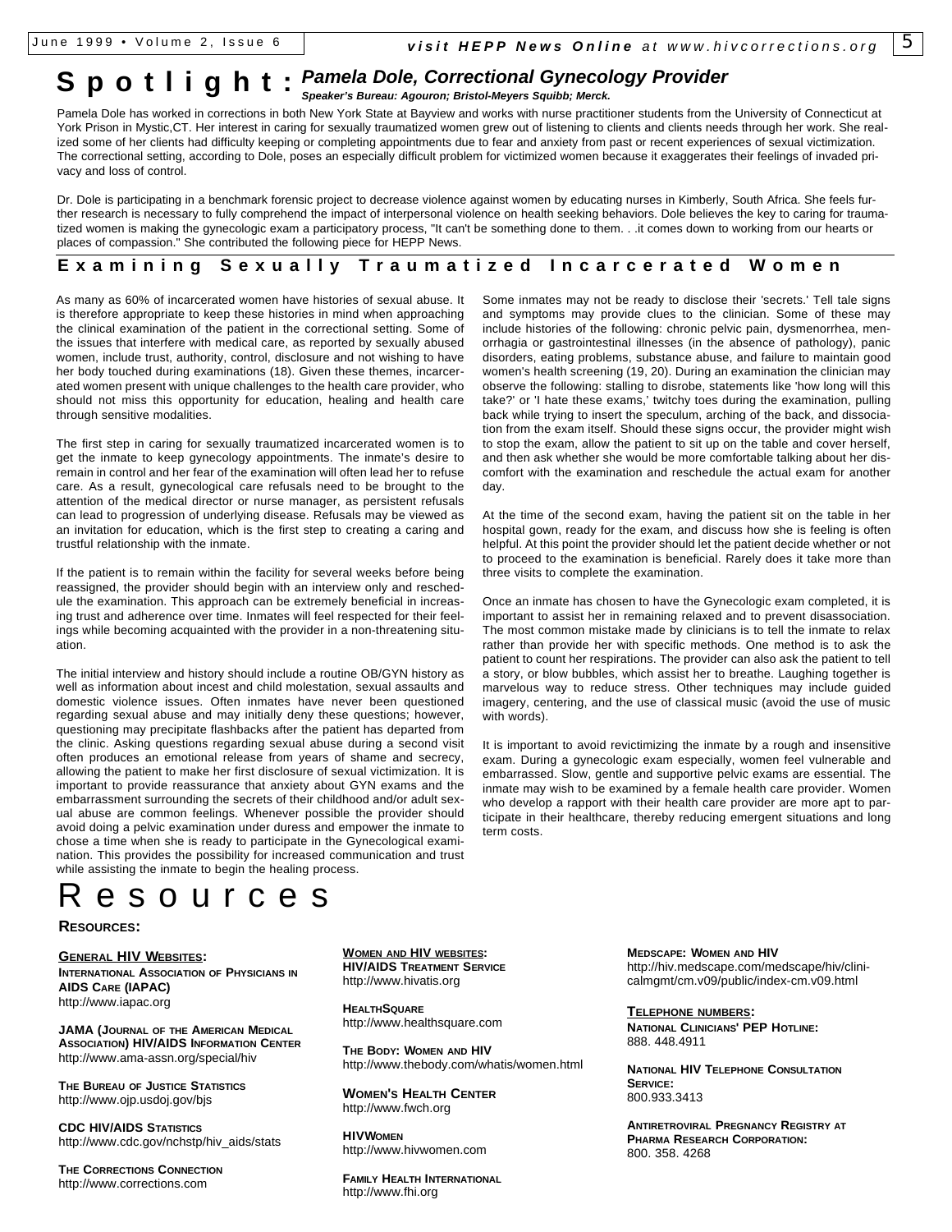# Spotlight: *Pamela Dole, Correctional Gynecology Provider*

***Speaker's Bureau: Agouron; Bristol-Meyers Squibb; Merck.***

Pamela Dole has worked in corrections in both New York State at Bayview and works with nurse practitioner students from the University of Connecticut at York Prison in Mystic,CT. Her interest in caring for sexually traumatized women grew out of listening to clients and clients needs through her work. She realized some of her clients had difficulty keeping or completing appointments due to fear and anxiety from past or recent experiences of sexual victimization. The correctional setting, according to Dole, poses an especially difficult problem for victimized women because it exaggerates their feelings of invaded privacy and loss of control.

Dr. Dole is participating in a benchmark forensic project to decrease violence against women by educating nurses in Kimberly, South Africa. She feels further research is necessary to fully comprehend the impact of interpersonal violence on health seeking behaviors. Dole believes the key to caring for traumatized women is making the gynecologic exam a participatory process, "It can't be something done to them. . .it comes down to working from our hearts or places of compassion." She contributed the following piece for HEPP News.

## Examining Sexually Traumatized Incarcerated Women

As many as 60% of incarcerated women have histories of sexual abuse. It is therefore appropriate to keep these histories in mind when approaching the clinical examination of the patient in the correctional setting. Some of the issues that interfere with medical care, as reported by sexually abused women, include trust, authority, control, disclosure and not wishing to have her body touched during examinations (18). Given these themes, incarcerated women present with unique challenges to the health care provider, who should not miss this opportunity for education, healing and health care through sensitive modalities.

The first step in caring for sexually traumatized incarcerated women is to get the inmate to keep gynecology appointments. The inmate's desire to remain in control and her fear of the examination will often lead her to refuse care. As a result, gynecological care refusals need to be brought to the attention of the medical director or nurse manager, as persistent refusals can lead to progression of underlying disease. Refusals may be viewed as an invitation for education, which is the first step to creating a caring and trustful relationship with the inmate.

If the patient is to remain within the facility for several weeks before being reassigned, the provider should begin with an interview only and reschedule the examination. This approach can be extremely beneficial in increasing trust and adherence over time. Inmates will feel respected for their feelings while becoming acquainted with the provider in a non-threatening situation.

The initial interview and history should include a routine OB/GYN history as well as information about incest and child molestation, sexual assaults and domestic violence issues. Often inmates have never been questioned regarding sexual abuse and may initially deny these questions; however, questioning may precipitate flashbacks after the patient has departed from the clinic. Asking questions regarding sexual abuse during a second visit often produces an emotional release from years of shame and secrecy, allowing the patient to make her first disclosure of sexual victimization. It is important to provide reassurance that anxiety about GYN exams and the embarrassment surrounding the secrets of their childhood and/or adult sexual abuse are common feelings. Whenever possible the provider should avoid doing a pelvic examination under duress and empower the inmate to chose a time when she is ready to participate in the Gynecological examination. This provides the possibility for increased communication and trust while assisting the inmate to begin the healing process.

Some inmates may not be ready to disclose their 'secrets.' Tell tale signs and symptoms may provide clues to the clinician. Some of these may include histories of the following: chronic pelvic pain, dysmenorrhea, menorrhagia or gastrointestinal illnesses (in the absence of pathology), panic disorders, eating problems, substance abuse, and failure to maintain good women's health screening (19, 20). During an examination the clinician may observe the following: stalling to disrobe, statements like 'how long will this take?' or 'I hate these exams,' twitchy toes during the examination, pulling back while trying to insert the speculum, arching of the back, and dissociation from the exam itself. Should these signs occur, the provider might wish to stop the exam, allow the patient to sit up on the table and cover herself, and then ask whether she would be more comfortable talking about her discomfort with the examination and reschedule the actual exam for another day.

At the time of the second exam, having the patient sit on the table in her hospital gown, ready for the exam, and discuss how she is feeling is often helpful. At this point the provider should let the patient decide whether or not to proceed to the examination is beneficial. Rarely does it take more than three visits to complete the examination.

Once an inmate has chosen to have the Gynecologic exam completed, it is important to assist her in remaining relaxed and to prevent disassociation. The most common mistake made by clinicians is to tell the inmate to relax rather than provide her with specific methods. One method is to ask the patient to count her respirations. The provider can also ask the patient to tell a story, or blow bubbles, which assist her to breathe. Laughing together is marvelous way to reduce stress. Other techniques may include guided imagery, centering, and the use of classical music (avoid the use of music with words).

It is important to avoid revictimizing the inmate by a rough and insensitive exam. During a gynecologic exam especially, women feel vulnerable and embarrassed. Slow, gentle and supportive pelvic exams are essential. The inmate may wish to be examined by a female health care provider. Women who develop a rapport with their health care provider are more apt to participate in their healthcare, thereby reducing emergent situations and long term costs.

# Resources

**RESOURCES:**

**GENERAL HIV WEBSITES:**

**INTERNATIONAL ASSOCIATION OF PHYSICIANS IN AIDS CARE (IAPAC)**
http://www.iapac.org

**JAMA (JOURNAL OF THE AMERICAN MEDICAL ASSOCIATION) HIV/AIDS INFORMATION CENTER**
http://www.ama-assn.org/special/hiv

**THE BUREAU OF JUSTICE STATISTICS**
http://www.ojp.usdoj.gov/bjs

**CDC HIV/AIDS STATISTICS**
http://www.cdc.gov/nchstp/hiv_aids/stats

**THE CORRECTIONS CONNECTION**
http://www.corrections.com

**WOMEN AND HIV WEBSITES:**

**HIV/AIDS TREATMENT SERVICE**
http://www.hivatis.org

**HEALTHSQUARE**
http://www.healthsquare.com

**THE BODY: WOMEN AND HIV**
http://www.thebody.com/whatis/women.html

**WOMEN'S HEALTH CENTER**
http://www.fwch.org

**HIVWOMEN**
http://www.hivwomen.com

**FAMILY HEALTH INTERNATIONAL**
http://www.fhi.org

**MEDSCAPE: WOMEN AND HIV**
http://hiv.medscape.com/medscape/hiv/clinicalmgmt/cm.v09/public/index-cm.v09.html

**TELEPHONE NUMBERS:**

**NATIONAL CLINICIANS' PEP HOTLINE:**
888. 448.4911

**NATIONAL HIV TELEPHONE CONSULTATION SERVICE:**
800.933.3413

**ANTIRETROVIRAL PREGNANCY REGISTRY AT PHARMA RESEARCH CORPORATION:**
800. 358. 4268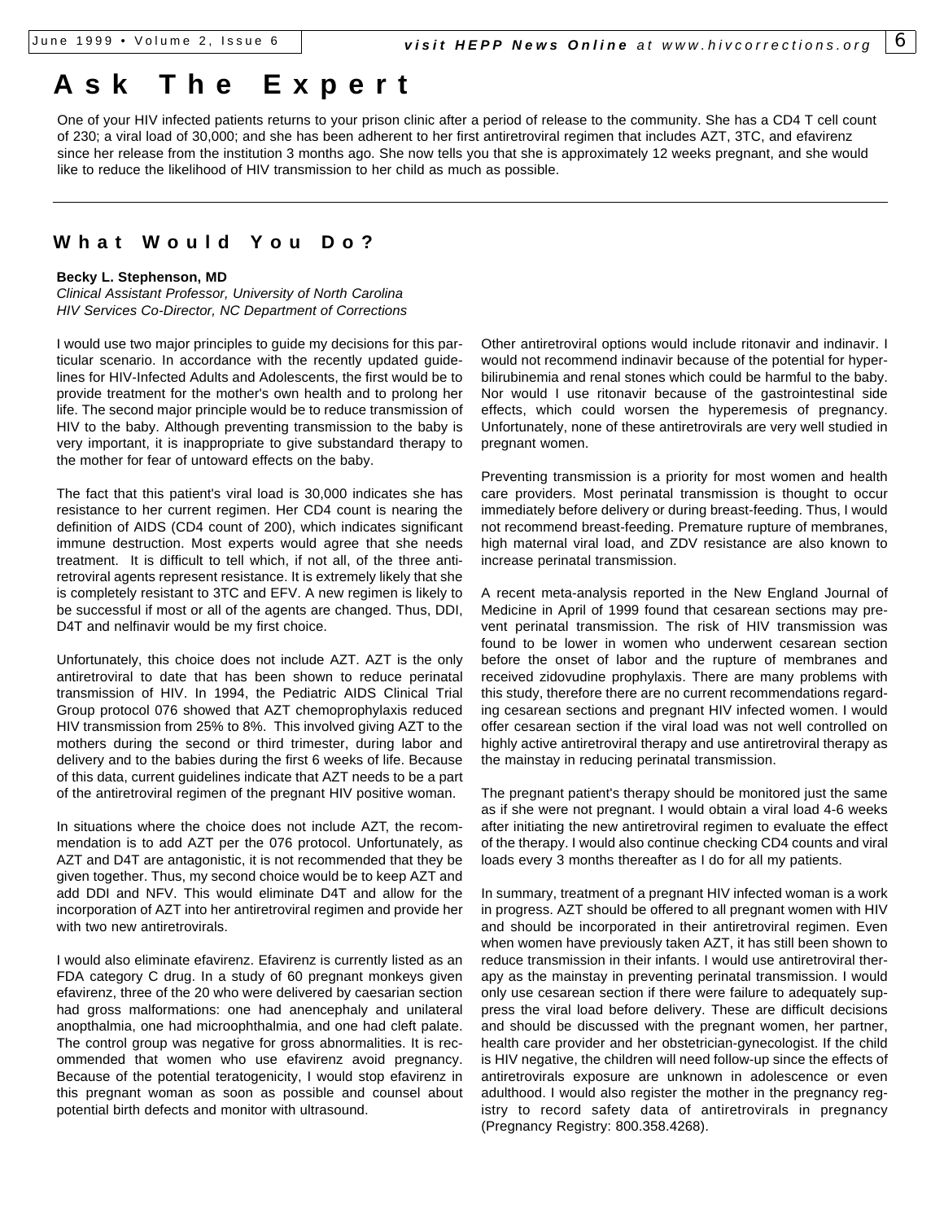# Ask The Expert

One of your HIV infected patients returns to your prison clinic after a period of release to the community. She has a CD4 T cell count of 230; a viral load of 30,000; and she has been adherent to her first antiretroviral regimen that includes AZT, 3TC, and efavirenz since her release from the institution 3 months ago. She now tells you that she is approximately 12 weeks pregnant, and she would like to reduce the likelihood of HIV transmission to her child as much as possible.

## What Would You Do?

**Becky L. Stephenson, MD**
*Clinical Assistant Professor, University of North Carolina*
*HIV Services Co-Director, NC Department of Corrections*

I would use two major principles to guide my decisions for this particular scenario. In accordance with the recently updated guidelines for HIV-Infected Adults and Adolescents, the first would be to provide treatment for the mother's own health and to prolong her life. The second major principle would be to reduce transmission of HIV to the baby. Although preventing transmission to the baby is very important, it is inappropriate to give substandard therapy to the mother for fear of untoward effects on the baby.

The fact that this patient's viral load is 30,000 indicates she has resistance to her current regimen. Her CD4 count is nearing the definition of AIDS (CD4 count of 200), which indicates significant immune destruction. Most experts would agree that she needs treatment. It is difficult to tell which, if not all, of the three antiretroviral agents represent resistance. It is extremely likely that she is completely resistant to 3TC and EFV. A new regimen is likely to be successful if most or all of the agents are changed. Thus, DDI, D4T and nelfinavir would be my first choice.

Unfortunately, this choice does not include AZT. AZT is the only antiretroviral to date that has been shown to reduce perinatal transmission of HIV. In 1994, the Pediatric AIDS Clinical Trial Group protocol 076 showed that AZT chemoprophylaxis reduced HIV transmission from 25% to 8%. This involved giving AZT to the mothers during the second or third trimester, during labor and delivery and to the babies during the first 6 weeks of life. Because of this data, current guidelines indicate that AZT needs to be a part of the antiretroviral regimen of the pregnant HIV positive woman.

In situations where the choice does not include AZT, the recommendation is to add AZT per the 076 protocol. Unfortunately, as AZT and D4T are antagonistic, it is not recommended that they be given together. Thus, my second choice would be to keep AZT and add DDI and NFV. This would eliminate D4T and allow for the incorporation of AZT into her antiretroviral regimen and provide her with two new antiretrovirals.

I would also eliminate efavirenz. Efavirenz is currently listed as an FDA category C drug. In a study of 60 pregnant monkeys given efavirenz, three of the 20 who were delivered by caesarian section had gross malformations: one had anencephaly and unilateral anopthalmia, one had microophthalmia, and one had cleft palate. The control group was negative for gross abnormalities. It is recommended that women who use efavirenz avoid pregnancy. Because of the potential teratogenicity, I would stop efavirenz in this pregnant woman as soon as possible and counsel about potential birth defects and monitor with ultrasound.

Other antiretroviral options would include ritonavir and indinavir. I would not recommend indinavir because of the potential for hyperbilirubinemia and renal stones which could be harmful to the baby. Nor would I use ritonavir because of the gastrointestinal side effects, which could worsen the hyperemesis of pregnancy. Unfortunately, none of these antiretrovirals are very well studied in pregnant women.

Preventing transmission is a priority for most women and health care providers. Most perinatal transmission is thought to occur immediately before delivery or during breast-feeding. Thus, I would not recommend breast-feeding. Premature rupture of membranes, high maternal viral load, and ZDV resistance are also known to increase perinatal transmission.

A recent meta-analysis reported in the New England Journal of Medicine in April of 1999 found that cesarean sections may prevent perinatal transmission. The risk of HIV transmission was found to be lower in women who underwent cesarean section before the onset of labor and the rupture of membranes and received zidovudine prophylaxis. There are many problems with this study, therefore there are no current recommendations regarding cesarean sections and pregnant HIV infected women. I would offer cesarean section if the viral load was not well controlled on highly active antiretroviral therapy and use antiretroviral therapy as the mainstay in reducing perinatal transmission.

The pregnant patient's therapy should be monitored just the same as if she were not pregnant. I would obtain a viral load 4-6 weeks after initiating the new antiretroviral regimen to evaluate the effect of the therapy. I would also continue checking CD4 counts and viral loads every 3 months thereafter as I do for all my patients.

In summary, treatment of a pregnant HIV infected woman is a work in progress. AZT should be offered to all pregnant women with HIV and should be incorporated in their antiretroviral regimen. Even when women have previously taken AZT, it has still been shown to reduce transmission in their infants. I would use antiretroviral therapy as the mainstay in preventing perinatal transmission. I would only use cesarean section if there were failure to adequately suppress the viral load before delivery. These are difficult decisions and should be discussed with the pregnant women, her partner, health care provider and her obstetrician-gynecologist. If the child is HIV negative, the children will need follow-up since the effects of antiretrovirals exposure are unknown in adolescence or even adulthood. I would also register the mother in the pregnancy registry to record safety data of antiretrovirals in pregnancy (Pregnancy Registry: 800.358.4268).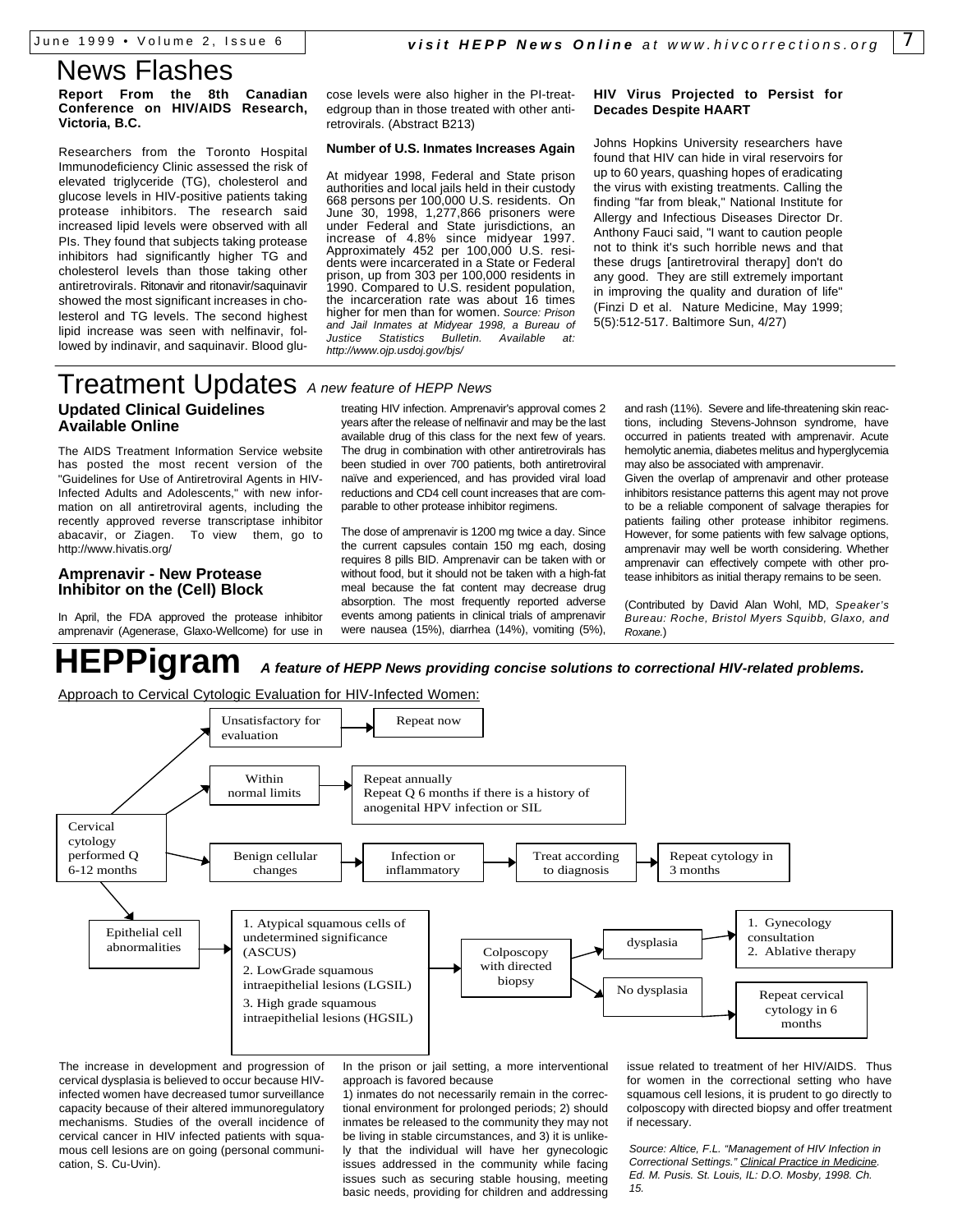# News Flashes

**Report From the 8th Canadian Conference on HIV/AIDS Research, Victoria, B.C.**

Researchers from the Toronto Hospital Immunodeficiency Clinic assessed the risk of elevated triglyceride (TG), cholesterol and glucose levels in HIV-positive patients taking protease inhibitors. The research said increased lipid levels were observed with all PIs. They found that subjects taking protease inhibitors had significantly higher TG and cholesterol levels than those taking other antiretrovirals. Ritonavir and ritonavir/saquinavir showed the most significant increases in cholesterol and TG levels. The second highest lipid increase was seen with nelfinavir, followed by indinavir, and saquinavir. Blood glucose levels were also higher in the PI-treatedgroup than in those treated with other antiretrovirals. (Abstract B213)

**Number of U.S. Inmates Increases Again**

At midyear 1998, Federal and State prison authorities and local jails held in their custody 668 persons per 100,000 U.S. residents. On June 30, 1998, 1,277,866 prisoners were under Federal and State jurisdictions, an increase of 4.8% since midyear 1997. Approximately 452 per 100,000 U.S. residents were incarcerated in a State or Federal prison, up from 303 per 100,000 residents in 1990. Compared to U.S. resident population, the incarceration rate was about 16 times higher for men than for women. *Source: Prison and Jail Inmates at Midyear 1998, a Bureau of Justice Statistics Bulletin. Available at: http://www.ojp.usdoj.gov/bjs/*

**HIV Virus Projected to Persist for Decades Despite HAART**

Johns Hopkins University researchers have found that HIV can hide in viral reservoirs for up to 60 years, quashing hopes of eradicating the virus with existing treatments. Calling the finding "far from bleak," National Institute for Allergy and Infectious Diseases Director Dr. Anthony Fauci said, "I want to caution people not to think it's such horrible news and that these drugs [antiretroviral therapy] don't do any good. They are still extremely important in improving the quality and duration of life" (Finzi D et al. Nature Medicine, May 1999; 5(5):512-517. Baltimore Sun, 4/27)

# Treatment Updates *A new feature of HEPP News*

## Updated Clinical Guidelines Available Online

The AIDS Treatment Information Service website has posted the most recent version of the "Guidelines for Use of Antiretroviral Agents in HIV-Infected Adults and Adolescents," with new information on all antiretroviral agents, including the recently approved reverse transcriptase inhibitor abacavir, or Ziagen. To view them, go to http://www.hivatis.org/

## Amprenavir - New Protease Inhibitor on the (Cell) Block

In April, the FDA approved the protease inhibitor amprenavir (Agenerase, Glaxo-Wellcome) for use in treating HIV infection. Amprenavir's approval comes 2 years after the release of nelfinavir and may be the last available drug of this class for the next few of years. The drug in combination with other antiretrovirals has been studied in over 700 patients, both antiretroviral naïve and experienced, and has provided viral load reductions and CD4 cell count increases that are comparable to other protease inhibitor regimens.

The dose of amprenavir is 1200 mg twice a day. Since the current capsules contain 150 mg each, dosing requires 8 pills BID. Amprenavir can be taken with or without food, but it should not be taken with a high-fat meal because the fat content may decrease drug absorption. The most frequently reported adverse events among patients in clinical trials of amprenavir were nausea (15%), diarrhea (14%), vomiting (5%), and rash (11%). Severe and life-threatening skin reactions, including Stevens-Johnson syndrome, have occurred in patients treated with amprenavir. Acute hemolytic anemia, diabetes melitus and hyperglycemia may also be associated with amprenavir.

Given the overlap of amprenavir and other protease inhibitors resistance patterns this agent may not prove to be a reliable component of salvage therapies for patients failing other protease inhibitor regimens. However, for some patients with few salvage options, amprenavir may well be worth considering. Whether amprenavir can effectively compete with other protease inhibitors as initial therapy remains to be seen.

(Contributed by David Alan Wohl, MD, *Speaker's Bureau: Roche, Bristol Myers Squibb, Glaxo, and Roxane.*)

# HEPPigram *A feature of HEPP News providing concise solutions to correctional HIV-related problems.*

Approach to Cervical Cytologic Evaluation for HIV-Infected Women:

Cervical cytology performed Q 6-12 months →

- Unsatisfactory for evaluation → Repeat now
- Within normal limits → Repeat annually; Repeat Q 6 months if there is a history of anogenital HPV infection or SIL
- Benign cellular changes → Infection or inflammatory → Treat according to diagnosis → Repeat cytology in 3 months
- Epithelial cell abnormalities → 1. Atypical squamous cells of undetermined significance (ASCUS); 2. LowGrade squamous intraepithelial lesions (LGSIL); 3. High grade squamous intraepithelial lesions (HGSIL) → Colposcopy with directed biopsy →
  - dysplasia → 1. Gynecology consultation; 2. Ablative therapy
  - No dysplasia → Repeat cervical cytology in 6 months

The increase in development and progression of cervical dysplasia is believed to occur because HIV-infected women have decreased tumor surveillance capacity because of their altered immunoregulatory mechanisms. Studies of the overall incidence of cervical cancer in HIV infected patients with squamous cell lesions are on going (personal communication, S. Cu-Uvin).

In the prison or jail setting, a more interventional approach is favored because
1) inmates do not necessarily remain in the correctional environment for prolonged periods; 2) should inmates be released to the community they may not be living in stable circumstances, and 3) it is unlikely that the individual will have her gynecologic issues addressed in the community while facing issues such as securing stable housing, meeting basic needs, providing for children and addressing issue related to treatment of her HIV/AIDS. Thus for women in the correctional setting who have squamous cell lesions, it is prudent to go directly to colposcopy with directed biopsy and offer treatment if necessary.

*Source: Altice, F.L. "Management of HIV Infection in Correctional Settings." Clinical Practice in Medicine. Ed. M. Pusis. St. Louis, IL: D.O. Mosby, 1998. Ch. 15.*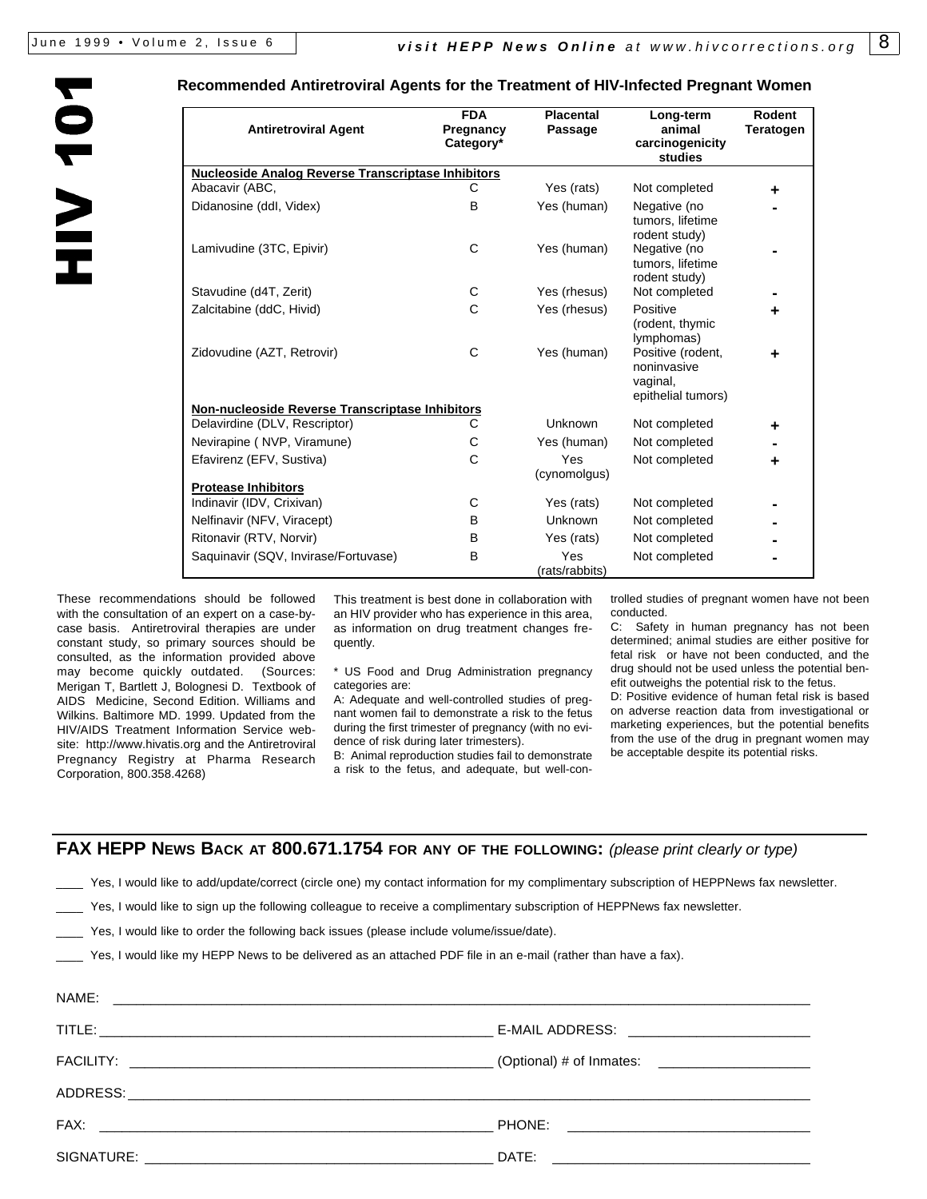HIV 101

## Recommended Antiretroviral Agents for the Treatment of HIV-Infected Pregnant Women

| Antiretroviral Agent | FDA Pregnancy Category* | Placental Passage | Long-term animal carcinogenicity studies | Rodent Teratogen |
|---|---|---|---|---|
| **Nucleoside Analog Reverse Transcriptase Inhibitors** | | | | |
| Abacavir (ABC, | C | Yes (rats) | Not completed | + |
| Didanosine (ddI, Videx) | B | Yes (human) | Negative (no tumors, lifetime rodent study) | - |
| Lamivudine (3TC, Epivir) | C | Yes (human) | Negative (no tumors, lifetime rodent study) | - |
| Stavudine (d4T, Zerit) | C | Yes (rhesus) | Not completed | - |
| Zalcitabine (ddC, Hivid) | C | Yes (rhesus) | Positive (rodent, thymic lymphomas) | + |
| Zidovudine (AZT, Retrovir) | C | Yes (human) | Positive (rodent, noninvasive vaginal, epithelial tumors) | + |
| **Non-nucleoside Reverse Transcriptase Inhibitors** | | | | |
| Delavirdine (DLV, Rescriptor) | C | Unknown | Not completed | + |
| Nevirapine ( NVP, Viramune) | C | Yes (human) | Not completed | - |
| Efavirenz (EFV, Sustiva) | C | Yes (cynomolgus) | Not completed | + |
| **Protease Inhibitors** | | | | |
| Indinavir (IDV, Crixivan) | C | Yes (rats) | Not completed | - |
| Nelfinavir (NFV, Viracept) | B | Unknown | Not completed | - |
| Ritonavir (RTV, Norvir) | B | Yes (rats) | Not completed | - |
| Saquinavir (SQV, Invirase/Fortuvase) | B | Yes (rats/rabbits) | Not completed | - |

These recommendations should be followed with the consultation of an expert on a case-by-case basis. Antiretroviral therapies are under constant study, so primary sources should be consulted, as the information provided above may become quickly outdated. (Sources: Merigan T, Bartlett J, Bolognesi D. Textbook of AIDS Medicine, Second Edition. Williams and Wilkins. Baltimore MD. 1999. Updated from the HIV/AIDS Treatment Information Service website: http://www.hivatis.org and the Antiretroviral Pregnancy Registry at Pharma Research Corporation, 800.358.4268)

This treatment is best done in collaboration with an HIV provider who has experience in this area, as information on drug treatment changes frequently.

\* US Food and Drug Administration pregnancy categories are:

A: Adequate and well-controlled studies of pregnant women fail to demonstrate a risk to the fetus during the first trimester of pregnancy (with no evidence of risk during later trimesters).

B: Animal reproduction studies fail to demonstrate a risk to the fetus, and adequate, but well-controlled studies of pregnant women have not been conducted.

C: Safety in human pregnancy has not been determined; animal studies are either positive for fetal risk or have not been conducted, and the drug should not be used unless the potential benefit outweighs the potential risk to the fetus.

D: Positive evidence of human fetal risk is based on adverse reaction data from investigational or marketing experiences, but the potential benefits from the use of the drug in pregnant women may be acceptable despite its potential risks.

## FAX HEPP NEWS BACK AT 800.671.1754 FOR ANY OF THE FOLLOWING: *(please print clearly or type)*

____ Yes, I would like to add/update/correct (circle one) my contact information for my complimentary subscription of HEPPNews fax newsletter.

____ Yes, I would like to sign up the following colleague to receive a complimentary subscription of HEPPNews fax newsletter.

____ Yes, I would like to order the following back issues (please include volume/issue/date).

____ Yes, I would like my HEPP News to be delivered as an attached PDF file in an e-mail (rather than have a fax).

NAME: ______________________________________________

TITLE: ______________________________ E-MAIL ADDRESS: ______________________

FACILITY: ______________________________ (Optional) # of Inmates: ______________________

ADDRESS: ______________________________________________

FAX: ______________________________ PHONE: ______________________

SIGNATURE: ______________________________ DATE: ______________________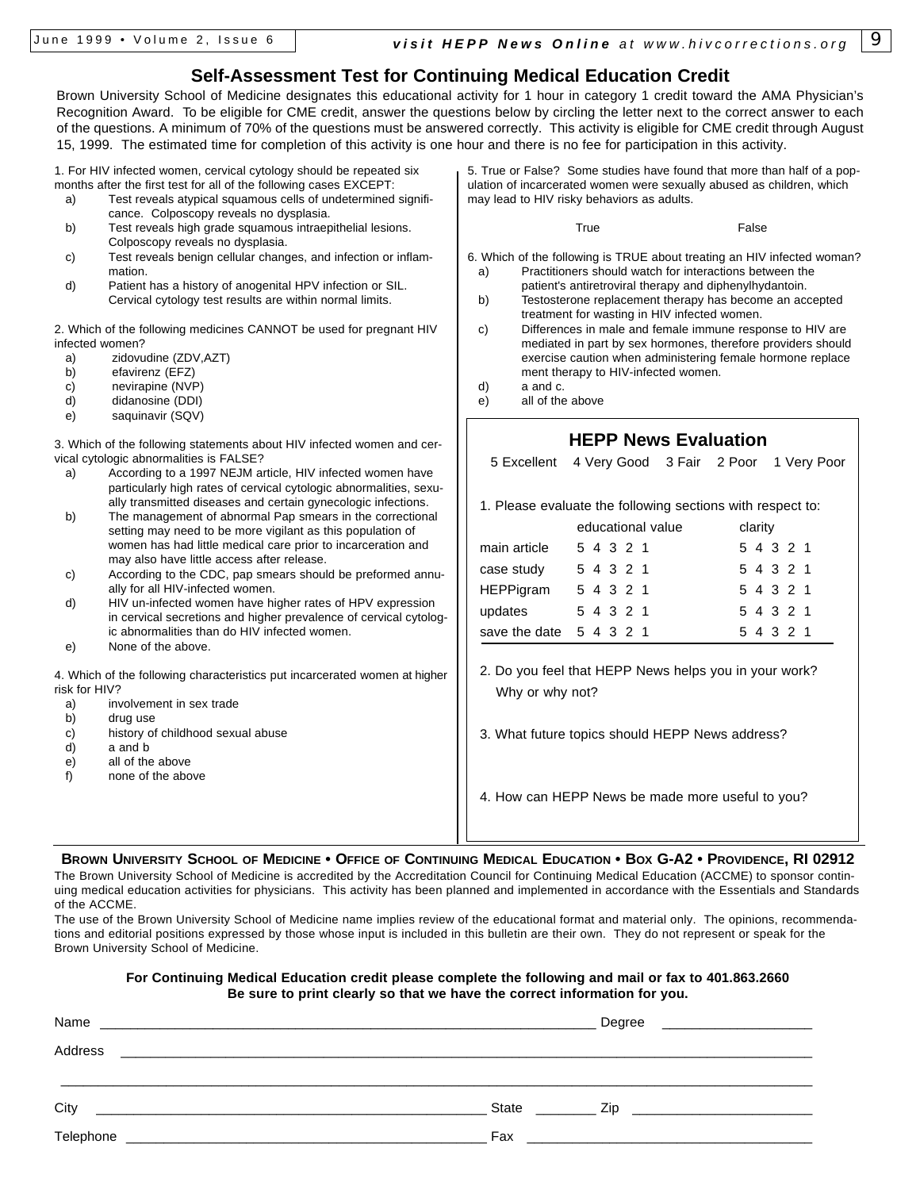# Self-Assessment Test for Continuing Medical Education Credit

Brown University School of Medicine designates this educational activity for 1 hour in category 1 credit toward the AMA Physician's Recognition Award. To be eligible for CME credit, answer the questions below by circling the letter next to the correct answer to each of the questions. A minimum of 70% of the questions must be answered correctly. This activity is eligible for CME credit through August 15, 1999. The estimated time for completion of this activity is one hour and there is no fee for participation in this activity.

1. For HIV infected women, cervical cytology should be repeated six months after the first test for all of the following cases EXCEPT:
   - a) Test reveals atypical squamous cells of undetermined significance. Colposcopy reveals no dysplasia.
   - b) Test reveals high grade squamous intraepithelial lesions. Colposcopy reveals no dysplasia.
   - c) Test reveals benign cellular changes, and infection or inflammation.
   - d) Patient has a history of anogenital HPV infection or SIL. Cervical cytology test results are within normal limits.

2. Which of the following medicines CANNOT be used for pregnant HIV infected women?
   - a) zidovudine (ZDV,AZT)
   - b) efavirenz (EFZ)
   - c) nevirapine (NVP)
   - d) didanosine (DDI)
   - e) saquinavir (SQV)

3. Which of the following statements about HIV infected women and cervical cytologic abnormalities is FALSE?
   - a) According to a 1997 NEJM article, HIV infected women have particularly high rates of cervical cytologic abnormalities, sexually transmitted diseases and certain gynecologic infections.
   - b) The management of abnormal Pap smears in the correctional setting may need to be more vigilant as this population of women has had little medical care prior to incarceration and may also have little access after release.
   - c) According to the CDC, pap smears should be preformed annually for all HIV-infected women.
   - d) HIV un-infected women have higher rates of HPV expression in cervical secretions and higher prevalence of cervical cytologic abnormalities than do HIV infected women.
   - e) None of the above.

4. Which of the following characteristics put incarcerated women at higher risk for HIV?
   - a) involvement in sex trade
   - b) drug use
   - c) history of childhood sexual abuse
   - d) a and b
   - e) all of the above
   - f) none of the above

5. True or False? Some studies have found that more than half of a population of incarcerated women were sexually abused as children, which may lead to HIV risky behaviors as adults.

   True          False

6. Which of the following is TRUE about treating an HIV infected woman?
   - a) Practitioners should watch for interactions between the patient's antiretroviral therapy and diphenylhydantoin.
   - b) Testosterone replacement therapy has become an accepted treatment for wasting in HIV infected women.
   - c) Differences in male and female immune response to HIV are mediated in part by sex hormones, therefore providers should exercise caution when administering female hormone replace ment therapy to HIV-infected women.
   - d) a and c.
   - e) all of the above

## HEPP News Evaluation

5 Excellent   4 Very Good   3 Fair   2 Poor   1 Very Poor

1. Please evaluate the following sections with respect to:

| | educational value | clarity |
|---|---|---|
| main article | 5 4 3 2 1 | 5 4 3 2 1 |
| case study | 5 4 3 2 1 | 5 4 3 2 1 |
| HEPPigram | 5 4 3 2 1 | 5 4 3 2 1 |
| updates | 5 4 3 2 1 | 5 4 3 2 1 |
| save the date | 5 4 3 2 1 | 5 4 3 2 1 |

2. Do you feel that HEPP News helps you in your work? Why or why not?

3. What future topics should HEPP News address?

4. How can HEPP News be made more useful to you?

**Brown University School of Medicine • Office of Continuing Medical Education • Box G-A2 • Providence, RI 02912**

The Brown University School of Medicine is accredited by the Accreditation Council for Continuing Medical Education (ACCME) to sponsor continuing medical education activities for physicians. This activity has been planned and implemented in accordance with the Essentials and Standards of the ACCME.

The use of the Brown University School of Medicine name implies review of the educational format and material only. The opinions, recommendations and editorial positions expressed by those whose input is included in this bulletin are their own. They do not represent or speak for the Brown University School of Medicine.

**For Continuing Medical Education credit please complete the following and mail or fax to 401.863.2660**
**Be sure to print clearly so that we have the correct information for you.**

Name ______________________________ Degree ______________

Address ______________________________

______________________________

City ______________________ State ________ Zip ______________

Telephone ______________________ Fax ______________________